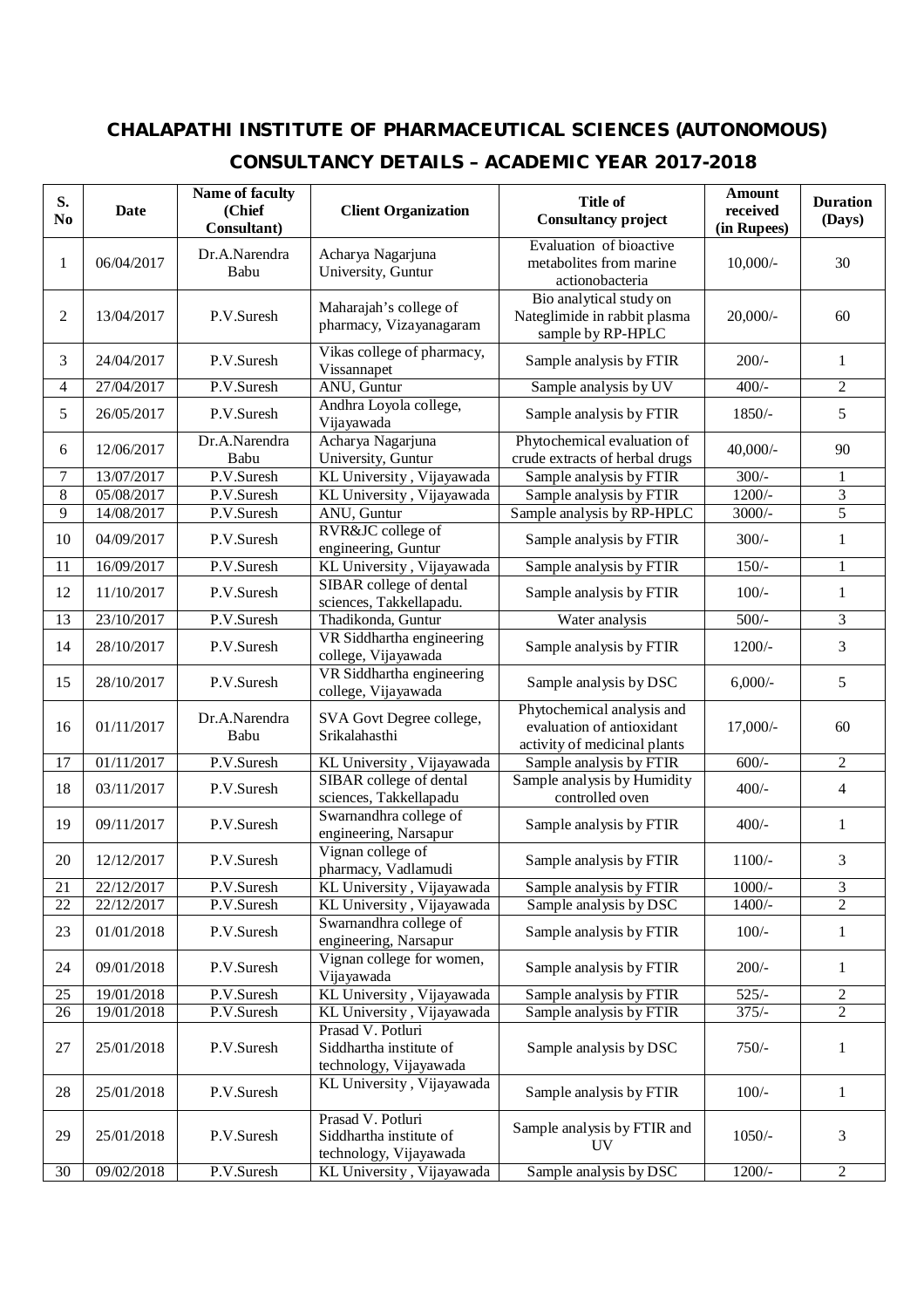# CHALAPATHI INSTITUTE OF PHARMACEUTICAL SCIENCES (AUTONOMOUS)

## CONSULTANCY DETAILS – ACADEMIC YEAR 2017-2018

| S. No | Date | Name of faculty (Chief Consultant) | Client Organization | Title of Consultancy project | Amount received (in Rupees) | Duration (Days) |
|---|---|---|---|---|---|---|
| 1 | 06/04/2017 | Dr.A.Narendra Babu | Acharya Nagarjuna University, Guntur | Evaluation of bioactive metabolites from marine actionobacteria | 10,000/- | 30 |
| 2 | 13/04/2017 | P.V.Suresh | Maharajah's college of pharmacy, Vizayanagaram | Bio analytical study on Nateglimide in rabbit plasma sample by RP-HPLC | 20,000/- | 60 |
| 3 | 24/04/2017 | P.V.Suresh | Vikas college of pharmacy, Vissannapet | Sample analysis by FTIR | 200/- | 1 |
| 4 | 27/04/2017 | P.V.Suresh | ANU, Guntur | Sample analysis by UV | 400/- | 2 |
| 5 | 26/05/2017 | P.V.Suresh | Andhra Loyola college, Vijayawada | Sample analysis by FTIR | 1850/- | 5 |
| 6 | 12/06/2017 | Dr.A.Narendra Babu | Acharya Nagarjuna University, Guntur | Phytochemical evaluation of crude extracts of herbal drugs | 40,000/- | 90 |
| 7 | 13/07/2017 | P.V.Suresh | KL University , Vijayawada | Sample analysis by FTIR | 300/- | 1 |
| 8 | 05/08/2017 | P.V.Suresh | KL University , Vijayawada | Sample analysis by FTIR | 1200/- | 3 |
| 9 | 14/08/2017 | P.V.Suresh | ANU, Guntur | Sample analysis by RP-HPLC | 3000/- | 5 |
| 10 | 04/09/2017 | P.V.Suresh | RVR&JC college of engineering, Guntur | Sample analysis by FTIR | 300/- | 1 |
| 11 | 16/09/2017 | P.V.Suresh | KL University , Vijayawada | Sample analysis by FTIR | 150/- | 1 |
| 12 | 11/10/2017 | P.V.Suresh | SIBAR college of dental sciences, Takkellapadu. | Sample analysis by FTIR | 100/- | 1 |
| 13 | 23/10/2017 | P.V.Suresh | Thadikonda, Guntur | Water analysis | 500/- | 3 |
| 14 | 28/10/2017 | P.V.Suresh | VR Siddhartha engineering college, Vijayawada | Sample analysis by FTIR | 1200/- | 3 |
| 15 | 28/10/2017 | P.V.Suresh | VR Siddhartha engineering college, Vijayawada | Sample analysis by DSC | 6,000/- | 5 |
| 16 | 01/11/2017 | Dr.A.Narendra Babu | SVA Govt Degree college, Srikalahasthi | Phytochemical analysis and evaluation of antioxidant activity of medicinal plants | 17,000/- | 60 |
| 17 | 01/11/2017 | P.V.Suresh | KL University , Vijayawada | Sample analysis by FTIR | 600/- | 2 |
| 18 | 03/11/2017 | P.V.Suresh | SIBAR college of dental sciences, Takkellapadu | Sample analysis by Humidity controlled oven | 400/- | 4 |
| 19 | 09/11/2017 | P.V.Suresh | Swarnandhra college of engineering, Narsapur | Sample analysis by FTIR | 400/- | 1 |
| 20 | 12/12/2017 | P.V.Suresh | Vignan college of pharmacy, Vadlamudi | Sample analysis by FTIR | 1100/- | 3 |
| 21 | 22/12/2017 | P.V.Suresh | KL University , Vijayawada | Sample analysis by FTIR | 1000/- | 3 |
| 22 | 22/12/2017 | P.V.Suresh | KL University , Vijayawada | Sample analysis by DSC | 1400/- | 2 |
| 23 | 01/01/2018 | P.V.Suresh | Swarnandhra college of engineering, Narsapur | Sample analysis by FTIR | 100/- | 1 |
| 24 | 09/01/2018 | P.V.Suresh | Vignan college for women, Vijayawada | Sample analysis by FTIR | 200/- | 1 |
| 25 | 19/01/2018 | P.V.Suresh | KL University , Vijayawada | Sample analysis by FTIR | 525/- | 2 |
| 26 | 19/01/2018 | P.V.Suresh | KL University , Vijayawada | Sample analysis by FTIR | 375/- | 2 |
| 27 | 25/01/2018 | P.V.Suresh | Prasad V. Potluri Siddhartha institute of technology, Vijayawada | Sample analysis by DSC | 750/- | 1 |
| 28 | 25/01/2018 | P.V.Suresh | KL University , Vijayawada | Sample analysis by FTIR | 100/- | 1 |
| 29 | 25/01/2018 | P.V.Suresh | Prasad V. Potluri Siddhartha institute of technology, Vijayawada | Sample analysis by FTIR and UV | 1050/- | 3 |
| 30 | 09/02/2018 | P.V.Suresh | KL University , Vijayawada | Sample analysis by DSC | 1200/- | 2 |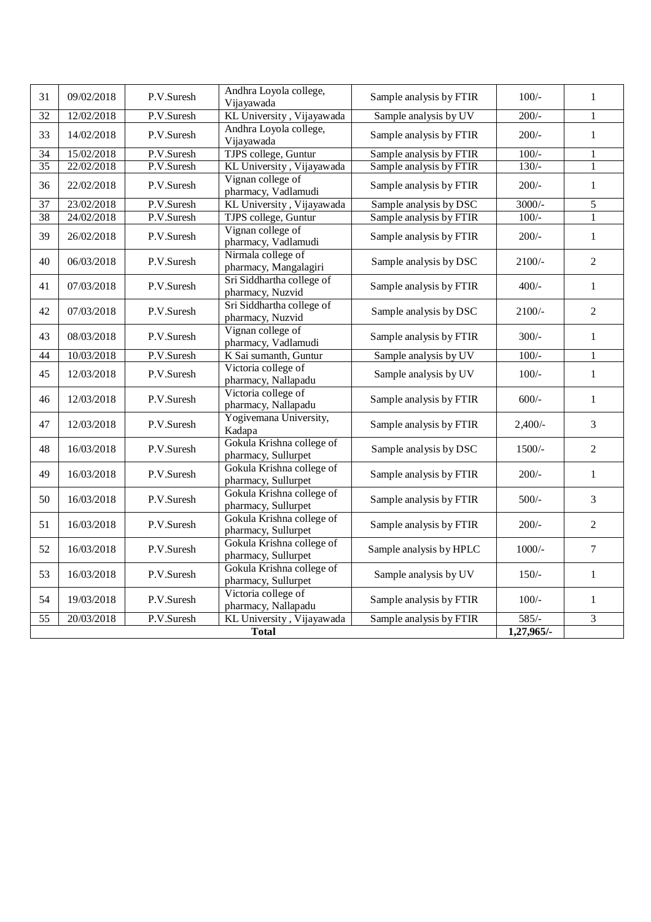| | | | | | | |
|---|---|---|---|---|---|---|
| 31 | 09/02/2018 | P.V.Suresh | Andhra Loyola college, Vijayawada | Sample analysis by FTIR | 100/- | 1 |
| 32 | 12/02/2018 | P.V.Suresh | KL University , Vijayawada | Sample analysis by UV | 200/- | 1 |
| 33 | 14/02/2018 | P.V.Suresh | Andhra Loyola college, Vijayawada | Sample analysis by FTIR | 200/- | 1 |
| 34 | 15/02/2018 | P.V.Suresh | TJPS college, Guntur | Sample analysis by FTIR | 100/- | 1 |
| 35 | 22/02/2018 | P.V.Suresh | KL University , Vijayawada | Sample analysis by FTIR | 130/- | 1 |
| 36 | 22/02/2018 | P.V.Suresh | Vignan college of pharmacy, Vadlamudi | Sample analysis by FTIR | 200/- | 1 |
| 37 | 23/02/2018 | P.V.Suresh | KL University , Vijayawada | Sample analysis by DSC | 3000/- | 5 |
| 38 | 24/02/2018 | P.V.Suresh | TJPS college, Guntur | Sample analysis by FTIR | 100/- | 1 |
| 39 | 26/02/2018 | P.V.Suresh | Vignan college of pharmacy, Vadlamudi | Sample analysis by FTIR | 200/- | 1 |
| 40 | 06/03/2018 | P.V.Suresh | Nirmala college of pharmacy, Mangalagiri | Sample analysis by DSC | 2100/- | 2 |
| 41 | 07/03/2018 | P.V.Suresh | Sri Siddhartha college of pharmacy, Nuzvid | Sample analysis by FTIR | 400/- | 1 |
| 42 | 07/03/2018 | P.V.Suresh | Sri Siddhartha college of pharmacy, Nuzvid | Sample analysis by DSC | 2100/- | 2 |
| 43 | 08/03/2018 | P.V.Suresh | Vignan college of pharmacy, Vadlamudi | Sample analysis by FTIR | 300/- | 1 |
| 44 | 10/03/2018 | P.V.Suresh | K Sai sumanth, Guntur | Sample analysis by UV | 100/- | 1 |
| 45 | 12/03/2018 | P.V.Suresh | Victoria college of pharmacy, Nallapadu | Sample analysis by UV | 100/- | 1 |
| 46 | 12/03/2018 | P.V.Suresh | Victoria college of pharmacy, Nallapadu | Sample analysis by FTIR | 600/- | 1 |
| 47 | 12/03/2018 | P.V.Suresh | Yogivemana University, Kadapa | Sample analysis by FTIR | 2,400/- | 3 |
| 48 | 16/03/2018 | P.V.Suresh | Gokula Krishna college of pharmacy, Sullurpet | Sample analysis by DSC | 1500/- | 2 |
| 49 | 16/03/2018 | P.V.Suresh | Gokula Krishna college of pharmacy, Sullurpet | Sample analysis by FTIR | 200/- | 1 |
| 50 | 16/03/2018 | P.V.Suresh | Gokula Krishna college of pharmacy, Sullurpet | Sample analysis by FTIR | 500/- | 3 |
| 51 | 16/03/2018 | P.V.Suresh | Gokula Krishna college of pharmacy, Sullurpet | Sample analysis by FTIR | 200/- | 2 |
| 52 | 16/03/2018 | P.V.Suresh | Gokula Krishna college of pharmacy, Sullurpet | Sample analysis by HPLC | 1000/- | 7 |
| 53 | 16/03/2018 | P.V.Suresh | Gokula Krishna college of pharmacy, Sullurpet | Sample analysis by UV | 150/- | 1 |
| 54 | 19/03/2018 | P.V.Suresh | Victoria college of pharmacy, Nallapadu | Sample analysis by FTIR | 100/- | 1 |
| 55 | 20/03/2018 | P.V.Suresh | KL University , Vijayawada | Sample analysis by FTIR | 585/- | 3 |
| | | | **Total** | | **1,27,965/-** | |